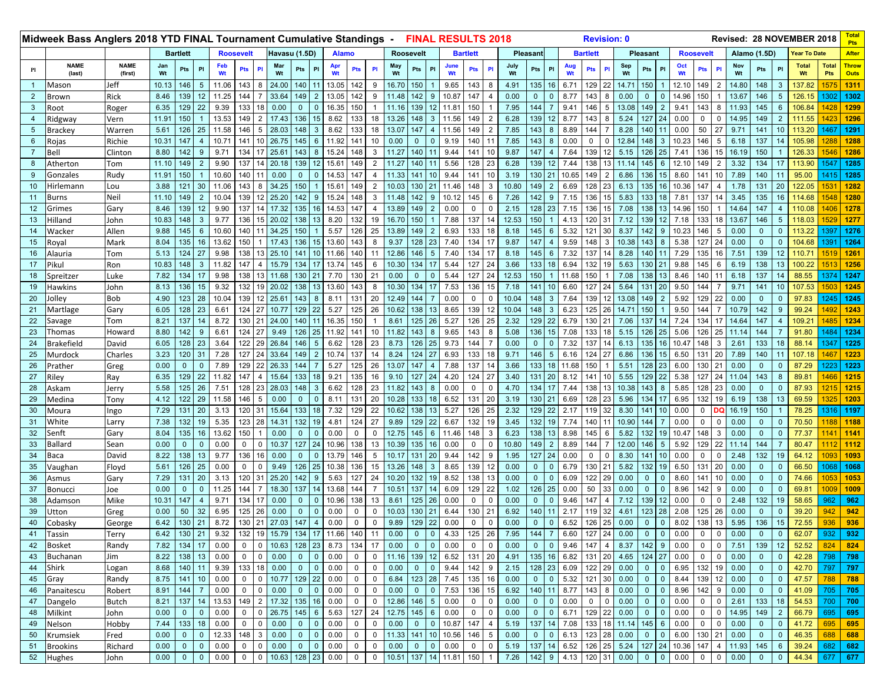# Midweek Bass Anglers 2018 YTD FINAL Tournament Cumulative Standings - FINAL RESULTS 2018

Revision: 0 Revised: 28 NOVEMBER 2018

| | | | Bartlett | | | Roosevelt | | | Havasu (1.5D) | | | Alamo | | | Roosevelt | | | Bartlett | | | Pleasant | | | Bartlett | | | Pleasant | | | Roosevelt | | | Alamo (1.5D) | | | Year To Date | | Total Pts After |
|---|---|---|---|---|---|---|---|---|---|---|---|---|---|---|---|---|---|---|---|---|---|---|---|---|---|---|---|---|---|---|---|---|---|---|---|---|---|---|
| Pl | NAME (last) | NAME (first) | Jan Wt | Pts | Pl | Feb Wt | Pts | Pl | Mar Wt | Pts | Pl | Apr Wt | Pts | Pl | May Wt | Pts | Pl | June Wt | Pts | Pl | July Wt | Pts | Pl | Aug Wt | Pts | Pl | Sep Wt | Pts | Pl | Oct Wt | Pts | Pl | Nov Wt | Pts | Pl | Total Wt | Total Pts | Throw Outs |
| 1 | Mason | Jeff | 10.13 | 146 | 5 | 11.06 | 143 | 8 | 24.00 | 140 | 11 | 13.05 | 142 | 9 | 16.70 | 150 | 1 | 9.65 | 143 | 8 | 4.91 | 135 | 16 | 6.71 | 129 | 22 | 14.71 | 150 | 1 | 12.10 | 149 | 2 | 14.80 | 148 | 3 | 137.82 | 1575 | 1311 |
| 2 | Brown | Rick | 8.46 | 139 | 12 | 11.25 | 144 | 7 | 33.64 | 149 | 2 | 13.05 | 142 | 9 | 11.48 | 142 | 9 | 10.87 | 147 | 4 | 0.00 | 0 | 0 | 8.77 | 143 | 8 | 0.00 | 0 | 0 | 14.96 | 150 | 1 | 13.67 | 146 | 5 | 126.15 | 1302 | 1302 |
| 3 | Root | Roger | 6.35 | 129 | 22 | 9.39 | 133 | 18 | 0.00 | 0 | 0 | 16.35 | 150 | 1 | 11.16 | 139 | 12 | 11.81 | 150 | 1 | 7.95 | 144 | 7 | 9.41 | 146 | 5 | 13.08 | 149 | 2 | 9.41 | 143 | 8 | 11.93 | 145 | 6 | 106.84 | 1428 | 1299 |
| 4 | Ridgway | Vern | 11.91 | 150 | 1 | 13.53 | 149 | 2 | 17.43 | 136 | 15 | 8.62 | 133 | 18 | 13.26 | 148 | 3 | 11.56 | 149 | 2 | 6.28 | 139 | 12 | 8.77 | 143 | 8 | 5.24 | 127 | 24 | 0.00 | 0 | 0 | 14.95 | 149 | 2 | 111.55 | 1423 | 1296 |
| 5 | Brackey | Warren | 5.61 | 126 | 25 | 11.58 | 146 | 5 | 28.03 | 148 | 3 | 8.62 | 133 | 18 | 13.07 | 147 | 4 | 11.56 | 149 | 2 | 7.85 | 143 | 8 | 8.89 | 144 | 7 | 8.28 | 140 | 11 | 0.00 | 50 | 27 | 9.71 | 141 | 10 | 113.20 | 1467 | 1291 |
| 6 | Rojas | Richie | 10.31 | 147 | 4 | 10.71 | 141 | 10 | 26.75 | 145 | 6 | 11.92 | 141 | 10 | 0.00 | 0 | 0 | 9.19 | 140 | 11 | 7.85 | 143 | 8 | 0.00 | 0 | 0 | 12.84 | 148 | 3 | 10.23 | 146 | 5 | 6.18 | 137 | 14 | 105.98 | 1288 | 1288 |
| 7 | Bell | Clinton | 8.80 | 142 | 9 | 9.71 | 134 | 17 | 25.61 | 143 | 8 | 15.24 | 148 | 3 | 11.27 | 140 | 11 | 9.44 | 141 | 10 | 9.87 | 147 | 4 | 7.64 | 139 | 12 | 5.15 | 126 | 25 | 7.41 | 136 | 15 | 16.19 | 150 | 1 | 126.33 | 1546 | 1286 |
| 8 | Atherton | Tom | 11.10 | 149 | 2 | 9.90 | 137 | 14 | 20.18 | 139 | 12 | 15.61 | 149 | 2 | 11.27 | 140 | 11 | 5.56 | 128 | 23 | 6.28 | 139 | 12 | 7.44 | 138 | 13 | 11.14 | 145 | 6 | 12.10 | 149 | 2 | 3.32 | 134 | 17 | 113.90 | 1547 | 1285 |
| 9 | Gonzales | Rudy | 11.91 | 150 | 1 | 10.60 | 140 | 11 | 0.00 | 0 | 0 | 14.53 | 147 | 4 | 11.33 | 141 | 10 | 9.44 | 141 | 10 | 3.19 | 130 | 21 | 10.65 | 149 | 2 | 6.86 | 136 | 15 | 8.60 | 141 | 10 | 7.89 | 140 | 11 | 95.00 | 1415 | 1285 |
| 10 | Hirlemann | Lou | 3.88 | 121 | 30 | 11.06 | 143 | 8 | 34.25 | 150 | 1 | 15.61 | 149 | 2 | 10.03 | 130 | 21 | 11.46 | 148 | 3 | 10.80 | 149 | 2 | 6.69 | 128 | 23 | 6.13 | 135 | 16 | 10.36 | 147 | 4 | 1.78 | 131 | 20 | 122.05 | 1531 | 1282 |
| 11 | Burns | Neil | 11.10 | 149 | 2 | 10.04 | 139 | 12 | 25.20 | 142 | 9 | 15.24 | 148 | 3 | 11.48 | 142 | 9 | 10.12 | 145 | 6 | 7.26 | 142 | 9 | 7.15 | 136 | 15 | 5.83 | 133 | 18 | 7.81 | 137 | 14 | 3.45 | 135 | 16 | 114.68 | 1548 | 1280 |
| 12 | Grimes | Gary | 8.46 | 139 | 12 | 9.90 | 137 | 14 | 17.32 | 135 | 16 | 14.53 | 147 | 4 | 13.89 | 149 | 2 | 0.00 | 0 | 0 | 2.15 | 128 | 23 | 7.15 | 136 | 15 | 7.08 | 138 | 13 | 14.96 | 150 | 1 | 14.64 | 147 | 4 | 110.08 | 1406 | 1278 |
| 13 | Hilland | John | 10.83 | 148 | 3 | 9.77 | 136 | 15 | 20.02 | 138 | 13 | 8.20 | 132 | 19 | 16.70 | 150 | 1 | 7.88 | 137 | 14 | 12.53 | 150 | 1 | 4.13 | 120 | 31 | 7.12 | 139 | 12 | 7.18 | 133 | 18 | 13.67 | 146 | 5 | 118.03 | 1529 | 1277 |
| 14 | Wacker | Allen | 9.88 | 145 | 6 | 10.60 | 140 | 11 | 34.25 | 150 | 1 | 5.57 | 126 | 25 | 13.89 | 149 | 2 | 6.93 | 133 | 18 | 8.18 | 145 | 6 | 5.32 | 121 | 30 | 8.37 | 142 | 9 | 10.23 | 146 | 5 | 0.00 | 0 | 0 | 113.22 | 1397 | 1276 |
| 15 | Royal | Mark | 8.04 | 135 | 16 | 13.62 | 150 | 1 | 17.43 | 136 | 15 | 13.60 | 143 | 8 | 9.37 | 128 | 23 | 7.40 | 134 | 17 | 9.87 | 147 | 4 | 9.59 | 148 | 3 | 10.38 | 143 | 8 | 5.38 | 127 | 24 | 0.00 | 0 | 0 | 104.68 | 1391 | 1264 |
| 16 | Alauria | Tom | 5.13 | 124 | 27 | 9.98 | 138 | 13 | 25.10 | 141 | 10 | 11.66 | 140 | 11 | 12.86 | 146 | 5 | 7.40 | 134 | 17 | 8.18 | 145 | 6 | 7.32 | 137 | 14 | 8.28 | 140 | 11 | 7.29 | 135 | 16 | 7.51 | 139 | 12 | 110.71 | 1519 | 1261 |
| 17 | Pikul | Ron | 10.83 | 148 | 3 | 11.82 | 147 | 4 | 15.79 | 134 | 17 | 13.74 | 145 | 6 | 10.30 | 134 | 17 | 5.44 | 127 | 24 | 3.66 | 133 | 18 | 6.94 | 132 | 19 | 5.63 | 130 | 21 | 9.88 | 145 | 6 | 6.19 | 138 | 13 | 100.22 | 1513 | 1256 |
| 18 | Spreitzer | Luke | 7.82 | 134 | 17 | 9.98 | 138 | 13 | 11.68 | 130 | 21 | 7.70 | 130 | 21 | 0.00 | 0 | 0 | 5.44 | 127 | 24 | 12.53 | 150 | 1 | 11.68 | 150 | 1 | 7.08 | 138 | 13 | 8.46 | 140 | 11 | 6.18 | 137 | 14 | 88.55 | 1374 | 1247 |
| 19 | Hawkins | John | 8.13 | 136 | 15 | 9.32 | 132 | 19 | 20.02 | 138 | 13 | 13.60 | 143 | 8 | 10.30 | 134 | 17 | 7.53 | 136 | 15 | 7.18 | 141 | 10 | 6.60 | 127 | 24 | 5.64 | 131 | 20 | 9.50 | 144 | 7 | 9.71 | 141 | 10 | 107.53 | 1503 | 1245 |
| 20 | Jolley | Bob | 4.90 | 123 | 28 | 10.04 | 139 | 12 | 25.61 | 143 | 8 | 8.11 | 131 | 20 | 12.49 | 144 | 7 | 0.00 | 0 | 0 | 10.04 | 148 | 3 | 7.64 | 139 | 12 | 13.08 | 149 | 2 | 5.92 | 129 | 22 | 0.00 | 0 | 0 | 97.83 | 1245 | 1245 |
| 21 | Martlage | Gary | 6.05 | 128 | 23 | 6.61 | 124 | 27 | 10.77 | 129 | 22 | 5.27 | 125 | 26 | 10.62 | 138 | 13 | 8.65 | 139 | 12 | 10.04 | 148 | 3 | 6.23 | 125 | 26 | 14.71 | 150 | 1 | 9.50 | 144 | 7 | 10.79 | 142 | 9 | 99.24 | 1492 | 1243 |
| 22 | Savage | Tom | 8.21 | 137 | 14 | 8.72 | 130 | 21 | 24.00 | 140 | 11 | 16.35 | 150 | 1 | 8.61 | 125 | 26 | 5.27 | 126 | 25 | 2.32 | 129 | 22 | 6.79 | 130 | 21 | 7.06 | 137 | 14 | 7.24 | 134 | 17 | 14.64 | 147 | 4 | 109.21 | 1485 | 1234 |
| 23 | Thomas | Howard | 8.80 | 142 | 9 | 6.61 | 124 | 27 | 9.49 | 126 | 25 | 11.92 | 141 | 10 | 11.82 | 143 | 8 | 9.65 | 143 | 8 | 5.08 | 136 | 15 | 7.08 | 133 | 18 | 5.15 | 126 | 25 | 5.06 | 126 | 25 | 11.14 | 144 | 7 | 91.80 | 1484 | 1234 |
| 24 | Brakefield | David | 6.05 | 128 | 23 | 3.64 | 122 | 29 | 26.84 | 146 | 5 | 6.62 | 128 | 23 | 8.73 | 126 | 25 | 9.73 | 144 | 7 | 0.00 | 0 | 0 | 7.32 | 137 | 14 | 6.13 | 135 | 16 | 10.47 | 148 | 3 | 2.61 | 133 | 18 | 88.14 | 1347 | 1225 |
| 25 | Murdock | Charles | 3.23 | 120 | 31 | 7.28 | 127 | 24 | 33.64 | 149 | 2 | 10.74 | 137 | 14 | 8.24 | 124 | 27 | 6.93 | 133 | 18 | 9.71 | 146 | 5 | 6.16 | 124 | 27 | 6.86 | 136 | 15 | 6.50 | 131 | 20 | 7.89 | 140 | 11 | 107.18 | 1467 | 1223 |
| 26 | Prather | Greg | 0.00 | 0 | 0 | 7.89 | 129 | 22 | 26.33 | 144 | 7 | 5.27 | 125 | 26 | 13.07 | 147 | 4 | 7.88 | 137 | 14 | 3.66 | 133 | 18 | 11.68 | 150 | 1 | 5.51 | 128 | 23 | 6.00 | 130 | 21 | 0.00 | 0 | 0 | 87.29 | 1223 | 1223 |
| 27 | Riley | Ray | 6.35 | 129 | 22 | 11.82 | 147 | 4 | 15.64 | 133 | 18 | 9.21 | 135 | 16 | 9.10 | 127 | 24 | 4.20 | 124 | 27 | 3.40 | 131 | 20 | 8.12 | 141 | 10 | 5.55 | 129 | 22 | 5.38 | 127 | 24 | 11.04 | 143 | 8 | 89.81 | 1466 | 1215 |
| 28 | Askam | Jerry | 5.58 | 125 | 26 | 7.51 | 128 | 23 | 28.03 | 148 | 3 | 6.62 | 128 | 23 | 11.82 | 143 | 8 | 0.00 | 0 | 0 | 4.70 | 134 | 17 | 7.44 | 138 | 13 | 10.38 | 143 | 8 | 5.85 | 128 | 23 | 0.00 | 0 | 0 | 87.93 | 1215 | 1215 |
| 29 | Medina | Tony | 4.12 | 122 | 29 | 11.58 | 146 | 5 | 0.00 | 0 | 0 | 8.11 | 131 | 20 | 10.28 | 133 | 18 | 6.52 | 131 | 20 | 3.19 | 130 | 21 | 6.69 | 128 | 23 | 5.96 | 134 | 17 | 6.95 | 132 | 19 | 6.19 | 138 | 13 | 69.59 | 1325 | 1203 |
| 30 | Moura | Ingo | 7.29 | 131 | 20 | 3.13 | 120 | 31 | 15.64 | 133 | 18 | 7.32 | 129 | 22 | 10.62 | 138 | 13 | 5.27 | 126 | 25 | 2.32 | 129 | 22 | 2.17 | 119 | 32 | 8.30 | 141 | 10 | 0.00 | 0 | DQ | 16.19 | 150 | 1 | 78.25 | 1316 | 1197 |
| 31 | White | Larry | 7.38 | 132 | 19 | 5.35 | 123 | 28 | 14.31 | 132 | 19 | 4.81 | 124 | 27 | 9.89 | 129 | 22 | 6.67 | 132 | 19 | 3.45 | 132 | 19 | 7.74 | 140 | 11 | 10.90 | 144 | 7 | 0.00 | 0 | 0 | 0.00 | 0 | 0 | 70.50 | 1188 | 1188 |
| 32 | Senft | Gary | 8.04 | 135 | 16 | 13.62 | 150 | 1 | 0.00 | 0 | 0 | 0.00 | 0 | 0 | 12.75 | 145 | 6 | 11.46 | 148 | 3 | 6.23 | 138 | 13 | 8.98 | 145 | 6 | 5.82 | 132 | 19 | 10.47 | 148 | 3 | 0.00 | 0 | 0 | 77.37 | 1141 | 1141 |
| 33 | Ballard | Sean | 0.00 | 0 | 0 | 0.00 | 0 | 0 | 10.37 | 127 | 24 | 10.96 | 138 | 13 | 10.39 | 135 | 16 | 0.00 | 0 | 0 | 10.80 | 149 | 2 | 8.89 | 144 | 7 | 12.00 | 146 | 5 | 5.92 | 129 | 22 | 11.14 | 144 | 7 | 80.47 | 1112 | 1112 |
| 34 | Baca | David | 8.22 | 138 | 13 | 9.77 | 136 | 16 | 0.00 | 0 | 0 | 13.79 | 146 | 5 | 10.17 | 131 | 20 | 9.44 | 142 | 9 | 1.95 | 127 | 24 | 0.00 | 0 | 0 | 8.30 | 141 | 10 | 0.00 | 0 | 0 | 2.48 | 132 | 19 | 64.12 | 1093 | 1093 |
| 35 | Vaughan | Floyd | 5.61 | 126 | 25 | 0.00 | 0 | 0 | 9.49 | 126 | 25 | 10.38 | 136 | 15 | 13.26 | 148 | 3 | 8.65 | 139 | 12 | 0.00 | 0 | 0 | 6.79 | 130 | 21 | 5.82 | 132 | 19 | 6.50 | 131 | 20 | 0.00 | 0 | 0 | 66.50 | 1068 | 1068 |
| 36 | Asmus | Gary | 7.29 | 131 | 20 | 3.13 | 120 | 31 | 25.20 | 142 | 9 | 5.63 | 127 | 24 | 10.20 | 132 | 19 | 8.52 | 138 | 13 | 0.00 | 0 | 0 | 6.69 | 122 | 29 | 0.00 | 0 | 0 | 8.60 | 141 | 10 | 0.00 | 0 | 0 | 74.66 | 1053 | 1053 |
| 37 | Bonucci | Joe | 0.00 | 0 | 0 | 11.25 | 144 | 7 | 18.30 | 137 | 14 | 13.68 | 144 | 7 | 10.51 | 137 | 14 | 6.09 | 129 | 22 | 1.02 | 126 | 25 | 0.00 | 50 | 33 | 0.00 | 0 | 0 | 8.96 | 142 | 9 | 0.00 | 0 | 0 | 69.81 | 1009 | 1009 |
| 38 | Adamson | Mike | 10.31 | 147 | 4 | 9.71 | 134 | 17 | 0.00 | 0 | 0 | 10.96 | 138 | 13 | 8.61 | 125 | 26 | 0.00 | 0 | 0 | 0.00 | 0 | 0 | 9.46 | 147 | 4 | 7.12 | 139 | 12 | 0.00 | 0 | 0 | 2.48 | 132 | 19 | 58.65 | 962 | 962 |
| 39 | Utton | Greg | 0.00 | 50 | 32 | 6.95 | 125 | 26 | 0.00 | 0 | 0 | 0.00 | 0 | 0 | 10.03 | 130 | 21 | 6.44 | 130 | 21 | 6.92 | 140 | 11 | 2.17 | 119 | 32 | 4.61 | 123 | 28 | 2.08 | 125 | 26 | 0.00 | 0 | 0 | 39.20 | 942 | 942 |
| 40 | Cobasky | George | 6.42 | 130 | 21 | 8.72 | 130 | 21 | 27.03 | 147 | 4 | 0.00 | 0 | 0 | 9.89 | 129 | 22 | 0.00 | 0 | 0 | 0.00 | 0 | 0 | 6.52 | 126 | 25 | 0.00 | 0 | 0 | 8.02 | 138 | 13 | 5.95 | 136 | 15 | 72.55 | 936 | 936 |
| 41 | Tassin | Terry | 6.42 | 130 | 21 | 9.32 | 132 | 19 | 15.79 | 134 | 17 | 11.66 | 140 | 11 | 0.00 | 0 | 0 | 4.33 | 125 | 26 | 7.95 | 144 | 7 | 6.60 | 127 | 24 | 0.00 | 0 | 0 | 0.00 | 0 | 0 | 0.00 | 0 | 0 | 62.07 | 932 | 932 |
| 42 | Bosket | Randy | 7.82 | 134 | 17 | 0.00 | 0 | 0 | 10.63 | 128 | 23 | 8.73 | 134 | 17 | 0.00 | 0 | 0 | 0.00 | 0 | 0 | 0.00 | 0 | 0 | 9.46 | 147 | 4 | 8.37 | 142 | 9 | 0.00 | 0 | 0 | 7.51 | 139 | 12 | 52.52 | 824 | 824 |
| 43 | Buchanan | Jim | 8.22 | 138 | 13 | 0.00 | 0 | 0 | 0.00 | 0 | 0 | 0.00 | 0 | 0 | 11.16 | 139 | 12 | 6.52 | 131 | 20 | 4.91 | 135 | 16 | 6.82 | 131 | 20 | 4.65 | 124 | 27 | 0.00 | 0 | 0 | 0.00 | 0 | 0 | 42.28 | 798 | 798 |
| 44 | Shirk | Logan | 8.68 | 140 | 11 | 9.39 | 133 | 18 | 0.00 | 0 | 0 | 0.00 | 0 | 0 | 0.00 | 0 | 0 | 9.44 | 142 | 9 | 2.15 | 128 | 23 | 6.09 | 122 | 29 | 0.00 | 0 | 0 | 6.95 | 132 | 19 | 0.00 | 0 | 0 | 42.70 | 797 | 797 |
| 45 | Gray | Randy | 8.75 | 141 | 10 | 0.00 | 0 | 0 | 10.77 | 129 | 22 | 0.00 | 0 | 0 | 6.84 | 123 | 28 | 7.45 | 135 | 16 | 0.00 | 0 | 0 | 5.32 | 121 | 30 | 0.00 | 0 | 0 | 8.44 | 139 | 12 | 0.00 | 0 | 0 | 47.57 | 788 | 788 |
| 46 | Panaitescu | Robert | 8.91 | 144 | 7 | 0.00 | 0 | 0 | 0.00 | 0 | 0 | 0.00 | 0 | 0 | 0.00 | 0 | 0 | 7.53 | 136 | 15 | 6.92 | 140 | 11 | 8.77 | 143 | 8 | 0.00 | 0 | 0 | 8.96 | 142 | 9 | 0.00 | 0 | 0 | 41.09 | 705 | 705 |
| 47 | Dangelo | Butch | 8.21 | 137 | 14 | 13.53 | 149 | 2 | 17.32 | 135 | 16 | 0.00 | 0 | 0 | 12.86 | 146 | 5 | 0.00 | 0 | 0 | 0.00 | 0 | 0 | 0.00 | 0 | 0 | 0.00 | 0 | 0 | 0.00 | 0 | 0 | 2.61 | 133 | 18 | 54.53 | 700 | 700 |
| 48 | Milkint | John | 0.00 | 0 | 0 | 0.00 | 0 | 0 | 26.75 | 145 | 6 | 5.63 | 127 | 24 | 12.75 | 145 | 6 | 0.00 | 0 | 0 | 0.00 | 0 | 0 | 6.71 | 129 | 22 | 0.00 | 0 | 0 | 0.00 | 0 | 0 | 14.95 | 149 | 2 | 66.79 | 695 | 695 |
| 49 | Nelson | Hobby | 7.44 | 133 | 18 | 0.00 | 0 | 0 | 0.00 | 0 | 0 | 0.00 | 0 | 0 | 0.00 | 0 | 0 | 10.87 | 147 | 4 | 5.19 | 137 | 14 | 7.08 | 133 | 18 | 11.14 | 145 | 6 | 0.00 | 0 | 0 | 0.00 | 0 | 0 | 41.72 | 695 | 695 |
| 50 | Krumsiek | Fred | 0.00 | 0 | 0 | 12.33 | 148 | 3 | 0.00 | 0 | 0 | 0.00 | 0 | 0 | 11.33 | 141 | 10 | 10.56 | 146 | 5 | 0.00 | 0 | 0 | 6.13 | 123 | 28 | 0.00 | 0 | 0 | 6.00 | 130 | 21 | 0.00 | 0 | 0 | 46.35 | 688 | 688 |
| 51 | Brookins | Richard | 0.00 | 0 | 0 | 0.00 | 0 | 0 | 0.00 | 0 | 0 | 0.00 | 0 | 0 | 0.00 | 0 | 0 | 0.00 | 0 | 0 | 5.19 | 137 | 14 | 6.52 | 126 | 25 | 5.24 | 127 | 24 | 10.36 | 147 | 4 | 11.93 | 145 | 6 | 39.24 | 682 | 682 |
| 52 | Hughes | John | 0.00 | 0 | 0 | 0.00 | 0 | 0 | 10.63 | 128 | 23 | 0.00 | 0 | 0 | 10.51 | 137 | 14 | 11.81 | 150 | 1 | 7.26 | 142 | 9 | 4.13 | 120 | 31 | 0.00 | 0 | 0 | 0.00 | 0 | 0 | 0.00 | 0 | 0 | 44.34 | 677 | 677 |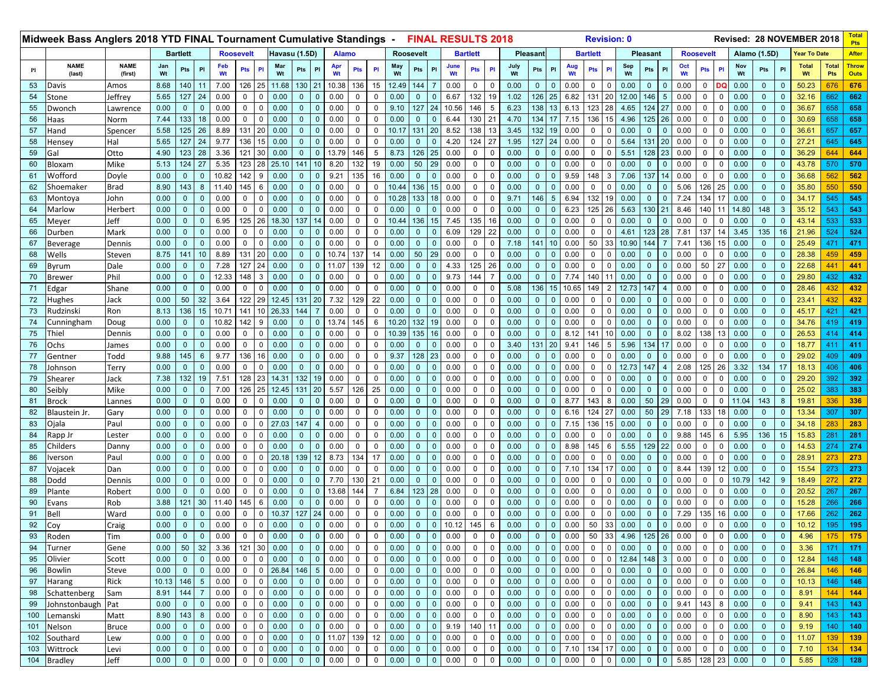| Midweek Bass Anglers 2018 YTD FINAL Tournament Cumulative Standings - FINAL RESULTS 2018 | | | Revision: 0 | | | | | | | | | | | | | | | | | | | | | | | | | | | | | | | | | | | | | Revised: 28 NOVEMBER 2018 | | | | Total Pts |
|---|---|---|---|---|---|---|---|---|---|---|---|---|---|---|---|---|---|---|---|---|---|---|---|---|---|---|---|---|---|---|---|---|---|---|---|---|---|---|---|---|---|---|
| | | | Bartlett | | | Roosevelt | | | Havasu (1.5D) | | | Alamo | | | Roosevelt | | | Bartlett | | | Pleasant | | | Bartlett | | | Pleasant | | | Roosevelt | | | Alamo (1.5D) | | | Year To Date | | After |
| Pl | NAME (last) | NAME (first) | Jan Wt | Pts | Pl | Feb Wt | Pts | Pl | Mar Wt | Pts | Pl | Apr Wt | Pts | Pl | May Wt | Pts | Pl | June Wt | Pts | Pl | July Wt | Pts | Pl | Aug Wt | Pts | Pl | Sep Wt | Pts | Pl | Oct Wt | Pts | Pl | Nov Wt | Pts | Pl | Total Wt | Total Pts | Throw Outs |
| 53 | Davis | Amos | 8.68 | 140 | 11 | 7.00 | 126 | 25 | 11.68 | 130 | 21 | 10.38 | 136 | 15 | 12.49 | 144 | 7 | 0.00 | 0 | 0 | 0.00 | 0 | 0 | 0.00 | 0 | 0 | 0.00 | 0 | 0 | 0.00 | 0 | DQ | 0.00 | 0 | 0 | 50.23 | 676 | 676 |
| 54 | Stone | Jeffrey | 5.65 | 127 | 24 | 0.00 | 0 | 0 | 0.00 | 0 | 0 | 0.00 | 0 | 0 | 0.00 | 0 | 0 | 6.67 | 132 | 19 | 1.02 | 126 | 25 | 6.82 | 131 | 20 | 12.00 | 146 | 5 | 0.00 | 0 | 0 | 0.00 | 0 | 0 | 32.16 | 662 | 662 |
| 55 | Dwonch | Lawrence | 0.00 | 0 | 0 | 0.00 | 0 | 0 | 0.00 | 0 | 0 | 0.00 | 0 | 0 | 9.10 | 127 | 24 | 10.56 | 146 | 5 | 6.23 | 138 | 13 | 6.13 | 123 | 28 | 4.65 | 124 | 27 | 0.00 | 0 | 0 | 0.00 | 0 | 0 | 36.67 | 658 | 658 |
| 56 | Haas | Norm | 7.44 | 133 | 18 | 0.00 | 0 | 0 | 0.00 | 0 | 0 | 0.00 | 0 | 0 | 0.00 | 0 | 0 | 6.44 | 130 | 21 | 4.70 | 134 | 17 | 7.15 | 136 | 15 | 4.96 | 125 | 26 | 0.00 | 0 | 0 | 0.00 | 0 | 0 | 30.69 | 658 | 658 |
| 57 | Hand | Spencer | 5.58 | 125 | 26 | 8.89 | 131 | 20 | 0.00 | 0 | 0 | 0.00 | 0 | 0 | 10.17 | 131 | 20 | 8.52 | 138 | 13 | 3.45 | 132 | 19 | 0.00 | 0 | 0 | 0.00 | 0 | 0 | 0.00 | 0 | 0 | 0.00 | 0 | 0 | 36.61 | 657 | 657 |
| 58 | Hensey | Hal | 5.65 | 127 | 24 | 9.77 | 136 | 15 | 0.00 | 0 | 0 | 0.00 | 0 | 0 | 0.00 | 0 | 0 | 4.20 | 124 | 27 | 1.95 | 127 | 24 | 0.00 | 0 | 0 | 5.64 | 131 | 20 | 0.00 | 0 | 0 | 0.00 | 0 | 0 | 27.21 | 645 | 645 |
| 59 | Gal | Otto | 4.90 | 123 | 28 | 3.36 | 121 | 30 | 0.00 | 0 | 0 | 13.79 | 146 | 5 | 8.73 | 126 | 25 | 0.00 | 0 | 0 | 0.00 | 0 | 0 | 0.00 | 0 | 0 | 5.51 | 128 | 23 | 0.00 | 0 | 0 | 0.00 | 0 | 0 | 36.29 | 644 | 644 |
| 60 | Bloxam | Mike | 5.13 | 124 | 27 | 5.35 | 123 | 28 | 25.10 | 141 | 10 | 8.20 | 132 | 19 | 0.00 | 50 | 29 | 0.00 | 0 | 0 | 0.00 | 0 | 0 | 0.00 | 0 | 0 | 0.00 | 0 | 0 | 0.00 | 0 | 0 | 0.00 | 0 | 0 | 43.78 | 570 | 570 |
| 61 | Wofford | Doyle | 0.00 | 0 | 0 | 10.82 | 142 | 9 | 0.00 | 0 | 0 | 9.21 | 135 | 16 | 0.00 | 0 | 0 | 0.00 | 0 | 0 | 0.00 | 0 | 0 | 9.59 | 148 | 3 | 7.06 | 137 | 14 | 0.00 | 0 | 0 | 0.00 | 0 | 0 | 36.68 | 562 | 562 |
| 62 | Shoemaker | Brad | 8.90 | 143 | 8 | 11.40 | 145 | 6 | 0.00 | 0 | 0 | 0.00 | 0 | 0 | 10.44 | 136 | 15 | 0.00 | 0 | 0 | 0.00 | 0 | 0 | 0.00 | 0 | 0 | 0.00 | 0 | 0 | 5.06 | 126 | 25 | 0.00 | 0 | 0 | 35.80 | 550 | 550 |
| 63 | Montoya | John | 0.00 | 0 | 0 | 0.00 | 0 | 0 | 0.00 | 0 | 0 | 0.00 | 0 | 0 | 10.28 | 133 | 18 | 0.00 | 0 | 0 | 9.71 | 146 | 5 | 6.94 | 132 | 19 | 0.00 | 0 | 0 | 7.24 | 134 | 17 | 0.00 | 0 | 0 | 34.17 | 545 | 545 |
| 64 | Marlow | Herbert | 0.00 | 0 | 0 | 0.00 | 0 | 0 | 0.00 | 0 | 0 | 0.00 | 0 | 0 | 0.00 | 0 | 0 | 0.00 | 0 | 0 | 0.00 | 0 | 0 | 6.23 | 125 | 26 | 5.63 | 130 | 21 | 8.46 | 140 | 11 | 14.80 | 148 | 3 | 35.12 | 543 | 543 |
| 65 | Meyer | Jeff | 0.00 | 0 | 0 | 6.95 | 125 | 26 | 18.30 | 137 | 14 | 0.00 | 0 | 0 | 10.44 | 136 | 15 | 7.45 | 135 | 16 | 0.00 | 0 | 0 | 0.00 | 0 | 0 | 0.00 | 0 | 0 | 0.00 | 0 | 0 | 0.00 | 0 | 0 | 43.14 | 533 | 533 |
| 66 | Durben | Mark | 0.00 | 0 | 0 | 0.00 | 0 | 0 | 0.00 | 0 | 0 | 0.00 | 0 | 0 | 0.00 | 0 | 0 | 6.09 | 129 | 22 | 0.00 | 0 | 0 | 0.00 | 0 | 0 | 4.61 | 123 | 28 | 7.81 | 137 | 14 | 3.45 | 135 | 16 | 21.96 | 524 | 524 |
| 67 | Beverage | Dennis | 0.00 | 0 | 0 | 0.00 | 0 | 0 | 0.00 | 0 | 0 | 0.00 | 0 | 0 | 0.00 | 0 | 0 | 0.00 | 0 | 0 | 7.18 | 141 | 10 | 0.00 | 50 | 33 | 10.90 | 144 | 7 | 7.41 | 136 | 15 | 0.00 | 0 | 0 | 25.49 | 471 | 471 |
| 68 | Wells | Steven | 8.75 | 141 | 10 | 8.89 | 131 | 20 | 0.00 | 0 | 0 | 10.74 | 137 | 14 | 0.00 | 50 | 29 | 0.00 | 0 | 0 | 0.00 | 0 | 0 | 0.00 | 0 | 0 | 0.00 | 0 | 0 | 0.00 | 0 | 0 | 0.00 | 0 | 0 | 28.38 | 459 | 459 |
| 69 | Byrum | Dale | 0.00 | 0 | 0 | 7.28 | 127 | 24 | 0.00 | 0 | 0 | 11.07 | 139 | 12 | 0.00 | 0 | 0 | 4.33 | 125 | 26 | 0.00 | 0 | 0 | 0.00 | 0 | 0 | 0.00 | 0 | 0 | 0.00 | 50 | 27 | 0.00 | 0 | 0 | 22.68 | 441 | 441 |
| 70 | Brewer | Phil | 0.00 | 0 | 0 | 12.33 | 148 | 3 | 0.00 | 0 | 0 | 0.00 | 0 | 0 | 0.00 | 0 | 0 | 9.73 | 144 | 7 | 0.00 | 0 | 0 | 7.74 | 140 | 11 | 0.00 | 0 | 0 | 0.00 | 0 | 0 | 0.00 | 0 | 0 | 29.80 | 432 | 432 |
| 71 | Edgar | Shane | 0.00 | 0 | 0 | 0.00 | 0 | 0 | 0.00 | 0 | 0 | 0.00 | 0 | 0 | 0.00 | 0 | 0 | 0.00 | 0 | 0 | 5.08 | 136 | 15 | 10.65 | 149 | 2 | 12.73 | 147 | 4 | 0.00 | 0 | 0 | 0.00 | 0 | 0 | 28.46 | 432 | 432 |
| 72 | Hughes | Jack | 0.00 | 50 | 32 | 3.64 | 122 | 29 | 12.45 | 131 | 20 | 7.32 | 129 | 22 | 0.00 | 0 | 0 | 0.00 | 0 | 0 | 0.00 | 0 | 0 | 0.00 | 0 | 0 | 0.00 | 0 | 0 | 0.00 | 0 | 0 | 0.00 | 0 | 0 | 23.41 | 432 | 432 |
| 73 | Rudzinski | Ron | 8.13 | 136 | 15 | 10.71 | 141 | 10 | 26.33 | 144 | 7 | 0.00 | 0 | 0 | 0.00 | 0 | 0 | 0.00 | 0 | 0 | 0.00 | 0 | 0 | 0.00 | 0 | 0 | 0.00 | 0 | 0 | 0.00 | 0 | 0 | 0.00 | 0 | 0 | 45.17 | 421 | 421 |
| 74 | Cunningham | Doug | 0.00 | 0 | 0 | 10.82 | 142 | 9 | 0.00 | 0 | 0 | 13.74 | 145 | 6 | 10.20 | 132 | 19 | 0.00 | 0 | 0 | 0.00 | 0 | 0 | 0.00 | 0 | 0 | 0.00 | 0 | 0 | 0.00 | 0 | 0 | 0.00 | 0 | 0 | 34.76 | 419 | 419 |
| 75 | Thiel | Dennis | 0.00 | 0 | 0 | 0.00 | 0 | 0 | 0.00 | 0 | 0 | 0.00 | 0 | 0 | 10.39 | 135 | 16 | 0.00 | 0 | 0 | 0.00 | 0 | 0 | 8.12 | 141 | 10 | 0.00 | 0 | 0 | 8.02 | 138 | 13 | 0.00 | 0 | 0 | 26.53 | 414 | 414 |
| 76 | Ochs | James | 0.00 | 0 | 0 | 0.00 | 0 | 0 | 0.00 | 0 | 0 | 0.00 | 0 | 0 | 0.00 | 0 | 0 | 0.00 | 0 | 0 | 3.40 | 131 | 20 | 9.41 | 146 | 5 | 5.96 | 134 | 17 | 0.00 | 0 | 0 | 0.00 | 0 | 0 | 18.77 | 411 | 411 |
| 77 | Gentner | Todd | 9.88 | 145 | 6 | 9.77 | 136 | 16 | 0.00 | 0 | 0 | 0.00 | 0 | 0 | 9.37 | 128 | 23 | 0.00 | 0 | 0 | 0.00 | 0 | 0 | 0.00 | 0 | 0 | 0.00 | 0 | 0 | 0.00 | 0 | 0 | 0.00 | 0 | 0 | 29.02 | 409 | 409 |
| 78 | Johnson | Terry | 0.00 | 0 | 0 | 0.00 | 0 | 0 | 0.00 | 0 | 0 | 0.00 | 0 | 0 | 0.00 | 0 | 0 | 0.00 | 0 | 0 | 0.00 | 0 | 0 | 0.00 | 0 | 0 | 12.73 | 147 | 4 | 2.08 | 125 | 26 | 3.32 | 134 | 17 | 18.13 | 406 | 406 |
| 79 | Shearer | Jack | 7.38 | 132 | 19 | 7.51 | 128 | 23 | 14.31 | 132 | 19 | 0.00 | 0 | 0 | 0.00 | 0 | 0 | 0.00 | 0 | 0 | 0.00 | 0 | 0 | 0.00 | 0 | 0 | 0.00 | 0 | 0 | 0.00 | 0 | 0 | 0.00 | 0 | 0 | 29.20 | 392 | 392 |
| 80 | Seibly | Mike | 0.00 | 0 | 0 | 7.00 | 126 | 25 | 12.45 | 131 | 20 | 5.57 | 126 | 25 | 0.00 | 0 | 0 | 0.00 | 0 | 0 | 0.00 | 0 | 0 | 0.00 | 0 | 0 | 0.00 | 0 | 0 | 0.00 | 0 | 0 | 0.00 | 0 | 0 | 25.02 | 383 | 383 |
| 81 | Brock | Lannes | 0.00 | 0 | 0 | 0.00 | 0 | 0 | 0.00 | 0 | 0 | 0.00 | 0 | 0 | 0.00 | 0 | 0 | 0.00 | 0 | 0 | 0.00 | 0 | 0 | 8.77 | 143 | 8 | 0.00 | 50 | 29 | 0.00 | 0 | 0 | 11.04 | 143 | 8 | 19.81 | 336 | 336 |
| 82 | Blaustein Jr. | Gary | 0.00 | 0 | 0 | 0.00 | 0 | 0 | 0.00 | 0 | 0 | 0.00 | 0 | 0 | 0.00 | 0 | 0 | 0.00 | 0 | 0 | 0.00 | 0 | 0 | 6.16 | 124 | 27 | 0.00 | 50 | 29 | 7.18 | 133 | 18 | 0.00 | 0 | 0 | 13.34 | 307 | 307 |
| 83 | Ojala | Paul | 0.00 | 0 | 0 | 0.00 | 0 | 0 | 27.03 | 147 | 4 | 0.00 | 0 | 0 | 0.00 | 0 | 0 | 0.00 | 0 | 0 | 0.00 | 0 | 0 | 7.15 | 136 | 15 | 0.00 | 0 | 0 | 0.00 | 0 | 0 | 0.00 | 0 | 0 | 34.18 | 283 | 283 |
| 84 | Rapp Jr | Lester | 0.00 | 0 | 0 | 0.00 | 0 | 0 | 0.00 | 0 | 0 | 0.00 | 0 | 0 | 0.00 | 0 | 0 | 0.00 | 0 | 0 | 0.00 | 0 | 0 | 0.00 | 0 | 0 | 0.00 | 0 | 0 | 9.88 | 145 | 6 | 5.95 | 136 | 15 | 15.83 | 281 | 281 |
| 85 | Childers | Danny | 0.00 | 0 | 0 | 0.00 | 0 | 0 | 0.00 | 0 | 0 | 0.00 | 0 | 0 | 0.00 | 0 | 0 | 0.00 | 0 | 0 | 0.00 | 0 | 0 | 8.98 | 145 | 6 | 5.55 | 129 | 22 | 0.00 | 0 | 0 | 0.00 | 0 | 0 | 14.53 | 274 | 274 |
| 86 | Iverson | Paul | 0.00 | 0 | 0 | 0.00 | 0 | 0 | 20.18 | 139 | 12 | 8.73 | 134 | 17 | 0.00 | 0 | 0 | 0.00 | 0 | 0 | 0.00 | 0 | 0 | 0.00 | 0 | 0 | 0.00 | 0 | 0 | 0.00 | 0 | 0 | 0.00 | 0 | 0 | 28.91 | 273 | 273 |
| 87 | Vojacek | Dan | 0.00 | 0 | 0 | 0.00 | 0 | 0 | 0.00 | 0 | 0 | 0.00 | 0 | 0 | 0.00 | 0 | 0 | 0.00 | 0 | 0 | 0.00 | 0 | 0 | 7.10 | 134 | 17 | 0.00 | 0 | 0 | 8.44 | 139 | 12 | 0.00 | 0 | 0 | 15.54 | 273 | 273 |
| 88 | Dodd | Dennis | 0.00 | 0 | 0 | 0.00 | 0 | 0 | 0.00 | 0 | 0 | 7.70 | 130 | 21 | 0.00 | 0 | 0 | 0.00 | 0 | 0 | 0.00 | 0 | 0 | 0.00 | 0 | 0 | 0.00 | 0 | 0 | 0.00 | 0 | 0 | 10.79 | 142 | 9 | 18.49 | 272 | 272 |
| 89 | Plante | Robert | 0.00 | 0 | 0 | 0.00 | 0 | 0 | 0.00 | 0 | 0 | 13.68 | 144 | 7 | 6.84 | 123 | 28 | 0.00 | 0 | 0 | 0.00 | 0 | 0 | 0.00 | 0 | 0 | 0.00 | 0 | 0 | 0.00 | 0 | 0 | 0.00 | 0 | 0 | 20.52 | 267 | 267 |
| 90 | Evans | Rob | 3.88 | 121 | 30 | 11.40 | 145 | 6 | 0.00 | 0 | 0 | 0.00 | 0 | 0 | 0.00 | 0 | 0 | 0.00 | 0 | 0 | 0.00 | 0 | 0 | 0.00 | 0 | 0 | 0.00 | 0 | 0 | 0.00 | 0 | 0 | 0.00 | 0 | 0 | 15.28 | 266 | 266 |
| 91 | Bell | Ward | 0.00 | 0 | 0 | 0.00 | 0 | 0 | 10.37 | 127 | 24 | 0.00 | 0 | 0 | 0.00 | 0 | 0 | 0.00 | 0 | 0 | 0.00 | 0 | 0 | 0.00 | 0 | 0 | 0.00 | 0 | 0 | 7.29 | 135 | 16 | 0.00 | 0 | 0 | 17.66 | 262 | 262 |
| 92 | Coy | Craig | 0.00 | 0 | 0 | 0.00 | 0 | 0 | 0.00 | 0 | 0 | 0.00 | 0 | 0 | 0.00 | 0 | 0 | 10.12 | 145 | 6 | 0.00 | 0 | 0 | 0.00 | 50 | 33 | 0.00 | 0 | 0 | 0.00 | 0 | 0 | 0.00 | 0 | 0 | 10.12 | 195 | 195 |
| 93 | Roden | Tim | 0.00 | 0 | 0 | 0.00 | 0 | 0 | 0.00 | 0 | 0 | 0.00 | 0 | 0 | 0.00 | 0 | 0 | 0.00 | 0 | 0 | 0.00 | 0 | 0 | 0.00 | 50 | 33 | 4.96 | 125 | 26 | 0.00 | 0 | 0 | 0.00 | 0 | 0 | 4.96 | 175 | 175 |
| 94 | Turner | Gene | 0.00 | 50 | 32 | 3.36 | 121 | 30 | 0.00 | 0 | 0 | 0.00 | 0 | 0 | 0.00 | 0 | 0 | 0.00 | 0 | 0 | 0.00 | 0 | 0 | 0.00 | 0 | 0 | 0.00 | 0 | 0 | 0.00 | 0 | 0 | 0.00 | 0 | 0 | 3.36 | 171 | 171 |
| 95 | Olivier | Scott | 0.00 | 0 | 0 | 0.00 | 0 | 0 | 0.00 | 0 | 0 | 0.00 | 0 | 0 | 0.00 | 0 | 0 | 0.00 | 0 | 0 | 0.00 | 0 | 0 | 0.00 | 0 | 0 | 12.84 | 148 | 3 | 0.00 | 0 | 0 | 0.00 | 0 | 0 | 12.84 | 148 | 148 |
| 96 | Bowlin | Steve | 0.00 | 0 | 0 | 0.00 | 0 | 0 | 26.84 | 146 | 5 | 0.00 | 0 | 0 | 0.00 | 0 | 0 | 0.00 | 0 | 0 | 0.00 | 0 | 0 | 0.00 | 0 | 0 | 0.00 | 0 | 0 | 0.00 | 0 | 0 | 0.00 | 0 | 0 | 26.84 | 146 | 146 |
| 97 | Harang | Rick | 10.13 | 146 | 5 | 0.00 | 0 | 0 | 0.00 | 0 | 0 | 0.00 | 0 | 0 | 0.00 | 0 | 0 | 0.00 | 0 | 0 | 0.00 | 0 | 0 | 0.00 | 0 | 0 | 0.00 | 0 | 0 | 0.00 | 0 | 0 | 0.00 | 0 | 0 | 10.13 | 146 | 146 |
| 98 | Schattenberg | Sam | 8.91 | 144 | 7 | 0.00 | 0 | 0 | 0.00 | 0 | 0 | 0.00 | 0 | 0 | 0.00 | 0 | 0 | 0.00 | 0 | 0 | 0.00 | 0 | 0 | 0.00 | 0 | 0 | 0.00 | 0 | 0 | 0.00 | 0 | 0 | 0.00 | 0 | 0 | 8.91 | 144 | 144 |
| 99 | Johnstonbaugh | Pat | 0.00 | 0 | 0 | 0.00 | 0 | 0 | 0.00 | 0 | 0 | 0.00 | 0 | 0 | 0.00 | 0 | 0 | 0.00 | 0 | 0 | 0.00 | 0 | 0 | 0.00 | 0 | 0 | 0.00 | 0 | 0 | 9.41 | 143 | 8 | 0.00 | 0 | 0 | 9.41 | 143 | 143 |
| 100 | Lemanski | Matt | 8.90 | 143 | 8 | 0.00 | 0 | 0 | 0.00 | 0 | 0 | 0.00 | 0 | 0 | 0.00 | 0 | 0 | 0.00 | 0 | 0 | 0.00 | 0 | 0 | 0.00 | 0 | 0 | 0.00 | 0 | 0 | 0.00 | 0 | 0 | 0.00 | 0 | 0 | 8.90 | 143 | 143 |
| 101 | Nelson | Bruce | 0.00 | 0 | 0 | 0.00 | 0 | 0 | 0.00 | 0 | 0 | 0.00 | 0 | 0 | 0.00 | 0 | 0 | 9.19 | 140 | 11 | 0.00 | 0 | 0 | 0.00 | 0 | 0 | 0.00 | 0 | 0 | 0.00 | 0 | 0 | 0.00 | 0 | 0 | 9.19 | 140 | 140 |
| 102 | Southard | Lew | 0.00 | 0 | 0 | 0.00 | 0 | 0 | 0.00 | 0 | 0 | 11.07 | 139 | 12 | 0.00 | 0 | 0 | 0.00 | 0 | 0 | 0.00 | 0 | 0 | 0.00 | 0 | 0 | 0.00 | 0 | 0 | 0.00 | 0 | 0 | 0.00 | 0 | 0 | 11.07 | 139 | 139 |
| 103 | Wittrock | Levi | 0.00 | 0 | 0 | 0.00 | 0 | 0 | 0.00 | 0 | 0 | 0.00 | 0 | 0 | 0.00 | 0 | 0 | 0.00 | 0 | 0 | 0.00 | 0 | 0 | 7.10 | 134 | 17 | 0.00 | 0 | 0 | 0.00 | 0 | 0 | 0.00 | 0 | 0 | 7.10 | 134 | 134 |
| 104 | Bradley | Jeff | 0.00 | 0 | 0 | 0.00 | 0 | 0 | 0.00 | 0 | 0 | 0.00 | 0 | 0 | 0.00 | 0 | 0 | 0.00 | 0 | 0 | 0.00 | 0 | 0 | 0.00 | 0 | 0 | 0.00 | 0 | 0 | 5.85 | 128 | 23 | 0.00 | 0 | 0 | 5.85 | 128 | 128 |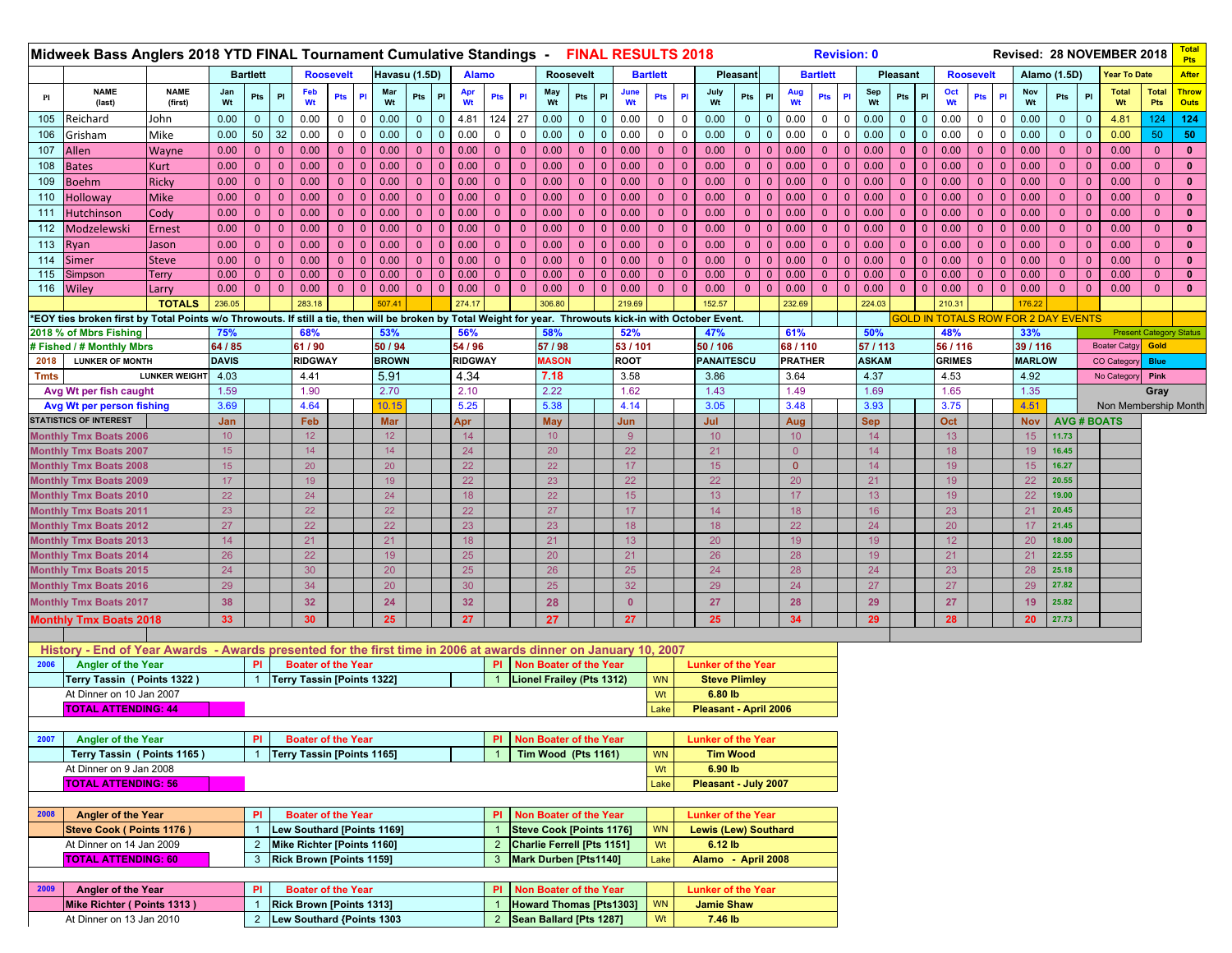# Midweek Bass Anglers 2018 YTD FINAL Tournament Cumulative Standings - FINAL RESULTS 2018

Revision: 0 | Revised: 28 NOVEMBER 2018

| Pl | NAME (last) | NAME (first) | Bartlett Jan Wt | Pts | Pl | Roosevelt Feb Wt | Pts | Pl | Havasu (1.5D) Mar Wt | Pts | Pl | Alamo Apr Wt | Pts | Pl | Roosevelt May Wt | Pts | Pl | Bartlett June Wt | Pts | Pl | Pleasant July Wt | Pts | Pl | Bartlett Aug Wt | Pts | Pl | Pleasant Sep Wt | Pts | Pl | Roosevelt Oct Wt | Pts | Pl | Alamo (1.5D) Nov Wt | Pts | Pl | Year To Date Total Wt | Total Pts | Total Pts After Throw Outs |
|---|---|---|---|---|---|---|---|---|---|---|---|---|---|---|---|---|---|---|---|---|---|---|---|---|---|---|---|---|---|---|---|---|---|---|---|---|---|---|
| 105 | Reichard | John | 0.00 | 0 | 0 | 0.00 | 0 | 0 | 0.00 | 0 | 0 | 4.81 | 124 | 27 | 0.00 | 0 | 0 | 0.00 | 0 | 0 | 0.00 | 0 | 0 | 0.00 | 0 | 0 | 0.00 | 0 | 0 | 0.00 | 0 | 0 | 0.00 | 0 | 0 | 4.81 | 124 | 124 |
| 106 | Grisham | Mike | 0.00 | 50 | 32 | 0.00 | 0 | 0 | 0.00 | 0 | 0 | 0.00 | 0 | 0 | 0.00 | 0 | 0 | 0.00 | 0 | 0 | 0.00 | 0 | 0 | 0.00 | 0 | 0 | 0.00 | 0 | 0 | 0.00 | 0 | 0 | 0.00 | 0 | 0 | 0.00 | 50 | 50 |
| 107 | Allen | Wayne | 0.00 | 0 | 0 | 0.00 | 0 | 0 | 0.00 | 0 | 0 | 0.00 | 0 | 0 | 0.00 | 0 | 0 | 0.00 | 0 | 0 | 0.00 | 0 | 0 | 0.00 | 0 | 0 | 0.00 | 0 | 0 | 0.00 | 0 | 0 | 0.00 | 0 | 0 | 0.00 | 0 | 0 |
| 108 | Bates | Kurt | 0.00 | 0 | 0 | 0.00 | 0 | 0 | 0.00 | 0 | 0 | 0.00 | 0 | 0 | 0.00 | 0 | 0 | 0.00 | 0 | 0 | 0.00 | 0 | 0 | 0.00 | 0 | 0 | 0.00 | 0 | 0 | 0.00 | 0 | 0 | 0.00 | 0 | 0 | 0.00 | 0 | 0 |
| 109 | Boehm | Ricky | 0.00 | 0 | 0 | 0.00 | 0 | 0 | 0.00 | 0 | 0 | 0.00 | 0 | 0 | 0.00 | 0 | 0 | 0.00 | 0 | 0 | 0.00 | 0 | 0 | 0.00 | 0 | 0 | 0.00 | 0 | 0 | 0.00 | 0 | 0 | 0.00 | 0 | 0 | 0.00 | 0 | 0 |
| 110 | Holloway | Mike | 0.00 | 0 | 0 | 0.00 | 0 | 0 | 0.00 | 0 | 0 | 0.00 | 0 | 0 | 0.00 | 0 | 0 | 0.00 | 0 | 0 | 0.00 | 0 | 0 | 0.00 | 0 | 0 | 0.00 | 0 | 0 | 0.00 | 0 | 0 | 0.00 | 0 | 0 | 0.00 | 0 | 0 |
| 111 | Hutchinson | Cody | 0.00 | 0 | 0 | 0.00 | 0 | 0 | 0.00 | 0 | 0 | 0.00 | 0 | 0 | 0.00 | 0 | 0 | 0.00 | 0 | 0 | 0.00 | 0 | 0 | 0.00 | 0 | 0 | 0.00 | 0 | 0 | 0.00 | 0 | 0 | 0.00 | 0 | 0 | 0.00 | 0 | 0 |
| 112 | Modzelewski | Ernest | 0.00 | 0 | 0 | 0.00 | 0 | 0 | 0.00 | 0 | 0 | 0.00 | 0 | 0 | 0.00 | 0 | 0 | 0.00 | 0 | 0 | 0.00 | 0 | 0 | 0.00 | 0 | 0 | 0.00 | 0 | 0 | 0.00 | 0 | 0 | 0.00 | 0 | 0 | 0.00 | 0 | 0 |
| 113 | Ryan | Jason | 0.00 | 0 | 0 | 0.00 | 0 | 0 | 0.00 | 0 | 0 | 0.00 | 0 | 0 | 0.00 | 0 | 0 | 0.00 | 0 | 0 | 0.00 | 0 | 0 | 0.00 | 0 | 0 | 0.00 | 0 | 0 | 0.00 | 0 | 0 | 0.00 | 0 | 0 | 0.00 | 0 | 0 |
| 114 | Simer | Steve | 0.00 | 0 | 0 | 0.00 | 0 | 0 | 0.00 | 0 | 0 | 0.00 | 0 | 0 | 0.00 | 0 | 0 | 0.00 | 0 | 0 | 0.00 | 0 | 0 | 0.00 | 0 | 0 | 0.00 | 0 | 0 | 0.00 | 0 | 0 | 0.00 | 0 | 0 | 0.00 | 0 | 0 |
| 115 | Simpson | Terry | 0.00 | 0 | 0 | 0.00 | 0 | 0 | 0.00 | 0 | 0 | 0.00 | 0 | 0 | 0.00 | 0 | 0 | 0.00 | 0 | 0 | 0.00 | 0 | 0 | 0.00 | 0 | 0 | 0.00 | 0 | 0 | 0.00 | 0 | 0 | 0.00 | 0 | 0 | 0.00 | 0 | 0 |
| 116 | Wiley | Larry | 0.00 | 0 | 0 | 0.00 | 0 | 0 | 0.00 | 0 | 0 | 0.00 | 0 | 0 | 0.00 | 0 | 0 | 0.00 | 0 | 0 | 0.00 | 0 | 0 | 0.00 | 0 | 0 | 0.00 | 0 | 0 | 0.00 | 0 | 0 | 0.00 | 0 | 0 | 0.00 | 0 | 0 |
| | | TOTALS | 236.05 | | | 283.18 | | | 507.41 | | | 274.17 | | | 306.80 | | | 219.69 | | | 152.57 | | | 232.69 | | | 224.03 | | | 210.31 | | | 176.22 | | | | | |

*EOY ties broken first by Total Points w/o Throwouts. If still a tie, then will be broken by Total Weight for year. Throwouts kick-in with October Event.

GOLD IN TOTALS ROW FOR 2 DAY EVENTS

| | Jan | Feb | Mar | Apr | May | Jun | Jul | Aug | Sep | Oct | Nov |
|---|---|---|---|---|---|---|---|---|---|---|---|
| 2018 % of Mbrs Fishing | 75% | 68% | 53% | 56% | 58% | 52% | 47% | 61% | 50% | 48% | 33% |
| # Fished / # Monthly Mbrs | 64 / 85 | 61 / 90 | 50 / 94 | 54 / 96 | 58 / 98 | 53 / 101 | 50 / 106 | 68 / 110 | 57 / 113 | 56 / 116 | 39 / 116 |
| 2018 LUNKER OF MONTH | DAVIS | RIDGWAY | BROWN | RIDGWAY | MASON | ROOT | PANAITESCU | PRATHER | ASKAM | GRIMES | MARLOW |
| Tmts LUNKER WEIGHT | 4.03 | 4.41 | 5.91 | 4.34 | 7.18 | 3.58 | 3.86 | 3.64 | 4.37 | 4.53 | 4.92 |
| Avg Wt per fish caught | 1.59 | 1.90 | 2.70 | 2.10 | 2.22 | 1.62 | 1.43 | 1.49 | 1.69 | 1.65 | 1.35 |
| Avg Wt per person fishing | 3.69 | 4.64 | 10.15 | 5.25 | 5.38 | 4.14 | 3.05 | 3.48 | 3.93 | 3.75 | 4.51 |

Present Category Status: Boater Catgy – Gold; CO Category – Blue; No Category – Pink; Gray – Non Membership Month

| STATISTICS OF INTEREST | Jan | Feb | Mar | Apr | May | Jun | Jul | Aug | Sep | Oct | Nov | AVG # BOATS |
|---|---|---|---|---|---|---|---|---|---|---|---|---|
| Monthly Tmx Boats 2006 | 10 | 12 | 12 | 14 | 10 | 9 | 10 | 10 | 14 | 13 | 15 | 11.73 |
| Monthly Tmx Boats 2007 | 15 | 14 | 14 | 24 | 20 | 22 | 21 | 0 | 14 | 18 | 19 | 16.45 |
| Monthly Tmx Boats 2008 | 15 | 20 | 20 | 22 | 22 | 17 | 15 | 0 | 14 | 19 | 15 | 16.27 |
| Monthly Tmx Boats 2009 | 17 | 19 | 19 | 22 | 23 | 22 | 22 | 20 | 21 | 19 | 22 | 20.55 |
| Monthly Tmx Boats 2010 | 22 | 24 | 24 | 18 | 22 | 15 | 13 | 17 | 13 | 19 | 22 | 19.00 |
| Monthly Tmx Boats 2011 | 23 | 22 | 22 | 22 | 27 | 17 | 14 | 18 | 16 | 23 | 21 | 20.45 |
| Monthly Tmx Boats 2012 | 27 | 22 | 22 | 23 | 23 | 18 | 18 | 22 | 24 | 20 | 17 | 21.45 |
| Monthly Tmx Boats 2013 | 14 | 21 | 21 | 18 | 21 | 13 | 20 | 19 | 19 | 12 | 20 | 18.00 |
| Monthly Tmx Boats 2014 | 26 | 22 | 19 | 25 | 20 | 21 | 26 | 28 | 19 | 21 | 21 | 22.55 |
| Monthly Tmx Boats 2015 | 24 | 30 | 20 | 25 | 26 | 25 | 24 | 28 | 24 | 23 | 28 | 25.18 |
| Monthly Tmx Boats 2016 | 29 | 34 | 20 | 30 | 25 | 32 | 29 | 24 | 27 | 27 | 29 | 27.82 |
| Monthly Tmx Boats 2017 | 38 | 32 | 24 | 32 | 28 | 0 | 27 | 28 | 29 | 27 | 19 | 25.82 |
| Monthly Tmx Boats 2018 | 33 | 30 | 25 | 27 | 27 | 27 | 25 | 34 | 29 | 28 | 20 | 27.73 |

## History - End of Year Awards - Awards presented for the first time in 2006 at awards dinner on January 10, 2007

| Year | Angler of the Year | Pl | Boater of the Year | Pl | Non Boater of the Year | | Lunker of the Year |
|---|---|---|---|---|---|---|---|
| 2006 | Terry Tassin ( Points 1322 ) | 1 | Terry Tassin [Points 1322] | 1 | Lionel Frailey (Pts 1312) | WN | Steve Plimley |
| | At Dinner on 10 Jan 2007 | | | | | Wt | 6.80 lb |
| | TOTAL ATTENDING: 44 | | | | | Lake | Pleasant - April 2006 |
| 2007 | Terry Tassin ( Points 1165 ) | 1 | Terry Tassin [Points 1165] | 1 | Tim Wood (Pts 1161) | WN | Tim Wood |
| | At Dinner on 9 Jan 2008 | | | | | Wt | 6.90 lb |
| | TOTAL ATTENDING: 56 | | | | | Lake | Pleasant - July 2007 |
| 2008 | Steve Cook ( Points 1176 ) | 1 | Lew Southard [Points 1169] | 1 | Steve Cook [Points 1176] | WN | Lewis (Lew) Southard |
| | At Dinner on 14 Jan 2009 | 2 | Mike Richter [Points 1160] | 2 | Charlie Ferrell [Pts 1151] | Wt | 6.12 lb |
| | TOTAL ATTENDING: 60 | 3 | Rick Brown [Points 1159] | 3 | Mark Durben [Pts1140] | Lake | Alamo - April 2008 |
| 2009 | Mike Richter ( Points 1313 ) | 1 | Rick Brown [Points 1313] | 1 | Howard Thomas [Pts1303] | WN | Jamie Shaw |
| | At Dinner on 13 Jan 2010 | 2 | Lew Southard {Points 1303 | 2 | Sean Ballard [Pts 1287] | Wt | 7.46 lb |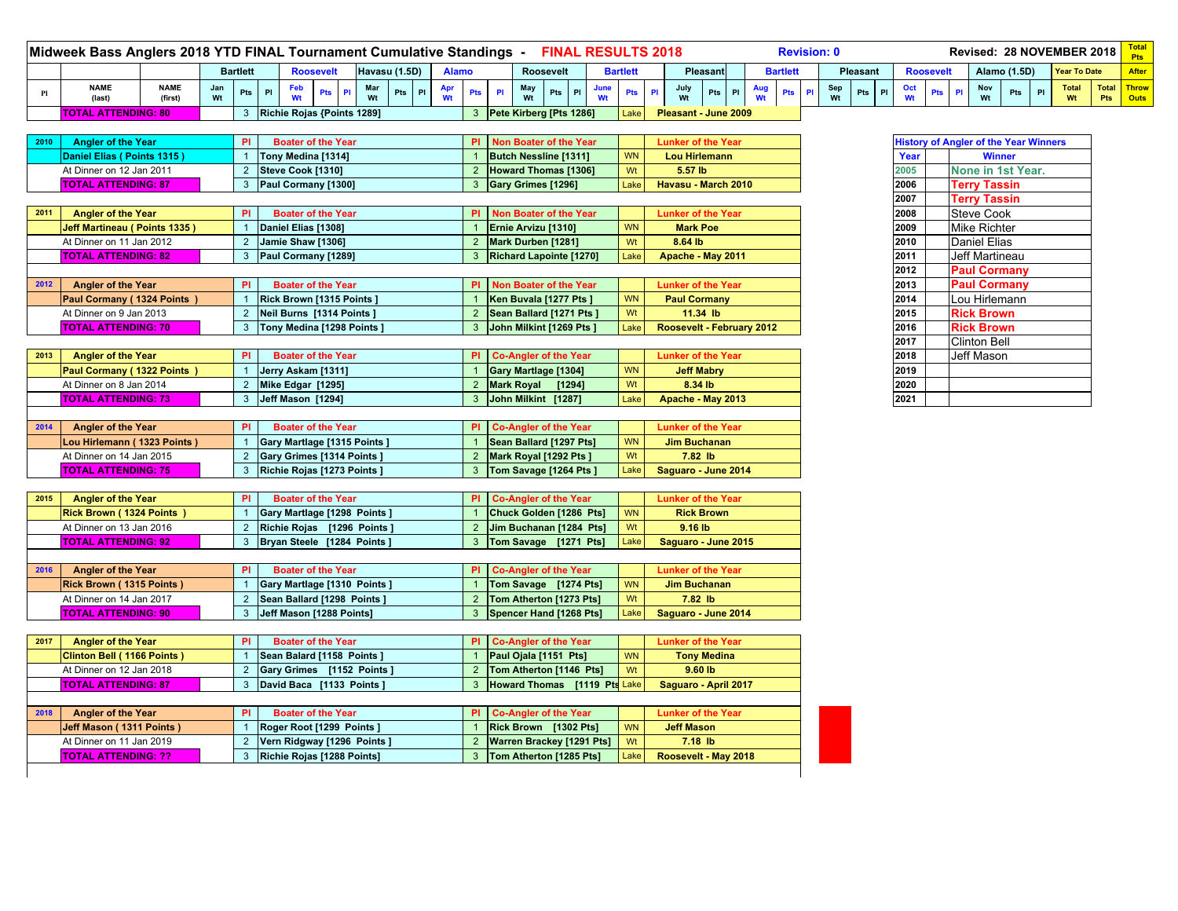# Midweek Bass Anglers 2018 YTD FINAL Tournament Cumulative Standings - FINAL RESULTS 2018

Revision: 0 — Revised: 28 NOVEMBER 2018

| | | | Bartlett | | | Roosevelt | | | Havasu (1.5D) | | | Alamo | | | Roosevelt | | | Bartlett | | | Pleasant | | | Bartlett | | | Pleasant | | | Roosevelt | | | Alamo (1.5D) | | | Year To Date | | Total Pts |
|---|---|---|---|---|---|---|---|---|---|---|---|---|---|---|---|---|---|---|---|---|---|---|---|---|---|---|---|---|---|---|---|---|---|---|---|---|---|---|
| Pl | NAME (last) | NAME (first) | Jan Wt | Pts | Pl | Feb Wt | Pts | Pl | Mar Wt | Pts | Pl | Apr Wt | Pts | Pl | May Wt | Pts | Pl | June Wt | Pts | Pl | July Wt | Pts | Pl | Aug Wt | Pts | Pl | Sep Wt | Pts | Pl | Oct Wt | Pts | Pl | Nov Wt | Pts | Pl | Total Wt | Total Pts | After Throw Outs |

| | | | | | |
|---|---|---|---|---|---|
| TOTAL ATTENDING: 80 | 3 | Richie Rojas {Points 1289] | 3 | Pete Kirberg [Pts 1286] | Lake | Pleasant - June 2009 |

| 2010 Angler of the Year | Pl | Boater of the Year | Pl | Non Boater of the Year | | Lunker of the Year |
|---|---|---|---|---|---|---|
| Daniel Elias ( Points 1315 ) | 1 | Tony Medina [1314] | 1 | Butch Nessline [1311] | WN | Lou Hirlemann |
| At Dinner on 12 Jan 2011 | 2 | Steve Cook [1310] | 2 | Howard Thomas [1306] | Wt | 5.57 lb |
| TOTAL ATTENDING: 87 | 3 | Paul Cormany [1300] | 3 | Gary Grimes [1296] | Lake | Havasu - March 2010 |

| 2011 Angler of the Year | Pl | Boater of the Year | Pl | Non Boater of the Year | | Lunker of the Year |
|---|---|---|---|---|---|---|
| Jeff Martineau ( Points 1335 ) | 1 | Daniel Elias [1308] | 1 | Ernie Arvizu [1310] | WN | Mark Poe |
| At Dinner on 11 Jan 2012 | 2 | Jamie Shaw [1306] | 2 | Mark Durben [1281] | Wt | 8.64 lb |
| TOTAL ATTENDING: 82 | 3 | Paul Cormany [1289] | 3 | Richard Lapointe [1270] | Lake | Apache - May 2011 |

| 2012 Angler of the Year | Pl | Boater of the Year | Pl | Non Boater of the Year | | Lunker of the Year |
|---|---|---|---|---|---|---|
| Paul Cormany ( 1324 Points ) | 1 | Rick Brown [1315 Points ] | 1 | Ken Buvala [1277 Pts ] | WN | Paul Cormany |
| At Dinner on 9 Jan 2013 | 2 | Neil Burns [1314 Points ] | 2 | Sean Ballard [1271 Pts ] | Wt | 11.34 lb |
| TOTAL ATTENDING: 70 | 3 | Tony Medina [1298 Points ] | 3 | John Milkint [1269 Pts ] | Lake | Roosevelt - February 2012 |

| 2013 Angler of the Year | Pl | Boater of the Year | Pl | Co-Angler of the Year | | Lunker of the Year |
|---|---|---|---|---|---|---|
| Paul Cormany ( 1322 Points ) | 1 | Jerry Askam [1311] | 1 | Gary Martlage [1304] | WN | Jeff Mabry |
| At Dinner on 8 Jan 2014 | 2 | Mike Edgar [1295] | 2 | Mark Royal [1294] | Wt | 8.34 lb |
| TOTAL ATTENDING: 73 | 3 | Jeff Mason [1294] | 3 | John Milkint [1287] | Lake | Apache - May 2013 |

| 2014 Angler of the Year | Pl | Boater of the Year | Pl | Co-Angler of the Year | | Lunker of the Year |
|---|---|---|---|---|---|---|
| Lou Hirlemann ( 1323 Points ) | 1 | Gary Martlage [1315 Points ] | 1 | Sean Ballard [1297 Pts] | WN | Jim Buchanan |
| At Dinner on 14 Jan 2015 | 2 | Gary Grimes [1314 Points ] | 2 | Mark Royal [1292 Pts ] | Wt | 7.82 lb |
| TOTAL ATTENDING: 75 | 3 | Richie Rojas [1273 Points ] | 3 | Tom Savage [1264 Pts ] | Lake | Saguaro - June 2014 |

| 2015 Angler of the Year | Pl | Boater of the Year | Pl | Co-Angler of the Year | | Lunker of the Year |
|---|---|---|---|---|---|---|
| Rick Brown ( 1324 Points ) | 1 | Gary Martlage [1298 Points ] | 1 | Chuck Golden [1286 Pts] | WN | Rick Brown |
| At Dinner on 13 Jan 2016 | 2 | Richie Rojas [1296 Points ] | 2 | Jim Buchanan [1284 Pts] | Wt | 9.16 lb |
| TOTAL ATTENDING: 92 | 3 | Bryan Steele [1284 Points ] | 3 | Tom Savage [1271 Pts] | Lake | Saguaro - June 2015 |

| 2016 Angler of the Year | Pl | Boater of the Year | Pl | Co-Angler of the Year | | Lunker of the Year |
|---|---|---|---|---|---|---|
| Rick Brown ( 1315 Points ) | 1 | Gary Martlage [1310 Points ] | 1 | Tom Savage [1274 Pts] | WN | Jim Buchanan |
| At Dinner on 14 Jan 2017 | 2 | Sean Ballard [1298 Points ] | 2 | Tom Atherton [1273 Pts] | Wt | 7.82 lb |
| TOTAL ATTENDING: 90 | 3 | Jeff Mason [1288 Points] | 3 | Spencer Hand [1268 Pts] | Lake | Saguaro - June 2014 |

| 2017 Angler of the Year | Pl | Boater of the Year | Pl | Co-Angler of the Year | | Lunker of the Year |
|---|---|---|---|---|---|---|
| Clinton Bell ( 1166 Points ) | 1 | Sean Balard [1158 Points ] | 1 | Paul Ojala [1151 Pts] | WN | Tony Medina |
| At Dinner on 12 Jan 2018 | 2 | Gary Grimes [1152 Points ] | 2 | Tom Atherton [1146 Pts] | Wt | 9.60 lb |
| TOTAL ATTENDING: 87 | 3 | David Baca [1133 Points ] | 3 | Howard Thomas [1119 Pts | Lake | Saguaro - April 2017 |

| 2018 Angler of the Year | Pl | Boater of the Year | Pl | Co-Angler of the Year | | Lunker of the Year |
|---|---|---|---|---|---|---|
| Jeff Mason ( 1311 Points ) | 1 | Roger Root [1299 Points ] | 1 | Rick Brown [1302 Pts] | WN | Jeff Mason |
| At Dinner on 11 Jan 2019 | 2 | Vern Ridgway [1296 Points ] | 2 | Warren Brackey [1291 Pts] | Wt | 7.18 lb |
| TOTAL ATTENDING: ?? | 3 | Richie Rojas [1288 Points] | 3 | Tom Atherton [1285 Pts] | Lake | Roosevelt - May 2018 |

## History of Angler of the Year Winners

| Year | | Winner |
|---|---|---|
| 2005 | | None in 1st Year. |
| 2006 | | Terry Tassin |
| 2007 | | Terry Tassin |
| 2008 | | Steve Cook |
| 2009 | | Mike Richter |
| 2010 | | Daniel Elias |
| 2011 | | Jeff Martineau |
| 2012 | | Paul Cormany |
| 2013 | | Paul Cormany |
| 2014 | | Lou Hirlemann |
| 2015 | | Rick Brown |
| 2016 | | Rick Brown |
| 2017 | | Clinton Bell |
| 2018 | | Jeff Mason |
| 2019 | | |
| 2020 | | |
| 2021 | | |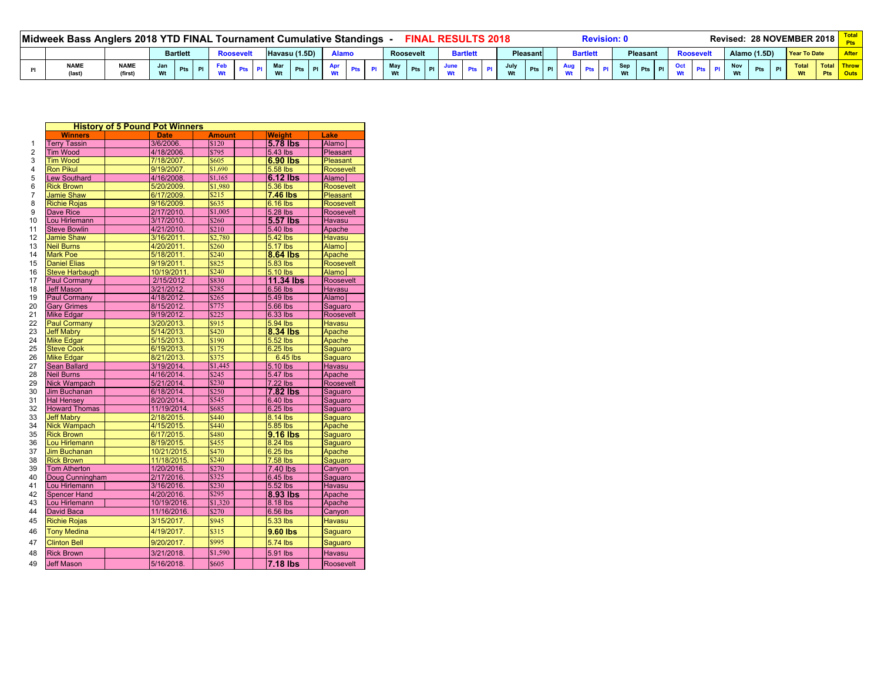| Midweek Bass Anglers 2018 YTD FINAL Tournament Cumulative Standings - FINAL RESULTS 2018 | | | Revision: 0 | | | | | | | | | | | | | | | | | | | | | | | | | | | | | | | | | Revised: 28 NOVEMBER 2018 | | | Total Pts |
|---|---|---|---|---|---|---|---|---|---|---|---|---|---|---|---|---|---|---|---|---|---|---|---|---|---|---|---|---|---|---|---|---|---|---|---|---|---|---|---|
| | | | Bartlett | | | Roosevelt | | | Havasu (1.5D) | | | Alamo | | | Roosevelt | | | Bartlett | | | Pleasant | | | Bartlett | | | Pleasant | | | Roosevelt | | | Alamo (1.5D) | | | Year To Date | | After |
| Pl | NAME (last) | NAME (first) | Jan Wt | Pts | Pl | Feb Wt | Pts | Pl | Mar Wt | Pts | Pl | Apr Wt | Pts | Pl | May Wt | Pts | Pl | June Wt | Pts | Pl | July Wt | Pts | Pl | Aug Wt | Pts | Pl | Sep Wt | Pts | Pl | Oct Wt | Pts | Pl | Nov Wt | Pts | Pl | Total Wt | Total Pts | Throw Outs |

## History of 5 Pound Pot Winners

| | Winners | Date | Amount | Weight | Lake |
|---|---|---|---|---|---|
| 1 | Terry Tassin | 3/6/2006. | $120 | **5.78 lbs** | Alamo |
| 2 | Tim Wood | 4/18/2006. | $795 | 5.43 lbs | Pleasant |
| 3 | Tim Wood | 7/18/2007. | $605 | **6.90 lbs** | Pleasant |
| 4 | Ron Pikul | 9/19/2007. | $1,690 | 5.58 lbs | Roosevelt |
| 5 | Lew Southard | 4/16/2008. | $1,165 | **6.12 lbs** | Alamo |
| 6 | Rick Brown | 5/20/2009. | $1,980 | 5.36 lbs | Roosevelt |
| 7 | Jamie Shaw | 6/17/2009. | $215 | **7.46 lbs** | Pleasant |
| 8 | Richie Rojas | 9/16/2009. | $635 | 6.16 lbs | Roosevelt |
| 9 | Dave Rice | 2/17/2010. | $1,005 | 5.28 lbs | Roosevelt |
| 10 | Lou Hirlemann | 3/17/2010. | $260 | **5.57 lbs** | Havasu |
| 11 | Steve Bowlin | 4/21/2010. | $210 | 5.40 lbs | Apache |
| 12 | Jamie Shaw | 3/16/2011. | $2,780 | 5.42 lbs | Havasu |
| 13 | Neil Burns | 4/20/2011. | $260 | 5.17 lbs | Alamo |
| 14 | Mark Poe | 5/18/2011. | $240 | **8.64 lbs** | Apache |
| 15 | Daniel Elias | 9/19/2011. | $825 | 5.83 lbs | Roosevelt |
| 16 | Steve Harbaugh | 10/19/2011. | $240 | 5.10 lbs | Alamo |
| 17 | Paul Cormany | 2/15/2012 | $830 | **11.34 lbs** | Roosevelt |
| 18 | Jeff Mason | 3/21/2012. | $285 | 6.56 lbs | Havasu |
| 19 | Paul Cormany | 4/18/2012. | $265 | 5.49 lbs | Alamo |
| 20 | Gary Grimes | 8/15/2012. | $775 | 5.66 lbs | Saguaro |
| 21 | Mike Edgar | 9/19/2012. | $225 | 6.33 lbs | Roosevelt |
| 22 | Paul Cormany | 3/20/2013. | $915 | 5.94 lbs | Havasu |
| 23 | Jeff Mabry | 5/14/2013. | $420 | **8.34 lbs** | Apache |
| 24 | Mike Edgar | 5/15/2013. | $190 | 5.52 lbs | Apache |
| 25 | Steve Cook | 6/19/2013. | $175 | 6.25 lbs | Saguaro |
| 26 | Mike Edgar | 8/21/2013. | $375 | 6.45 lbs | Saguaro |
| 27 | Sean Ballard | 3/19/2014. | $1,445 | 5.10 lbs | Havasu |
| 28 | Neil Burns | 4/16/2014. | $245 | 5.47 lbs | Apache |
| 29 | Nick Wampach | 5/21/2014. | $230 | 7.22 lbs | Roosevelt |
| 30 | Jim Buchanan | 6/18/2014. | $250 | **7.82 lbs** | Saguaro |
| 31 | Hal Hensey | 8/20/2014. | $545 | 6.40 lbs | Saguaro |
| 32 | Howard Thomas | 11/19/2014. | $685 | 6.25 lbs | Saguaro |
| 33 | Jeff Mabry | 2/18/2015. | $440 | 8.14 lbs | Saguaro |
| 34 | Nick Wampach | 4/15/2015. | $440 | 5.85 lbs | Apache |
| 35 | Rick Brown | 6/17/2015. | $480 | **9.16 lbs** | Saguaro |
| 36 | Lou Hirlemann | 8/19/2015. | $455 | 8.24 lbs | Saguaro |
| 37 | Jim Buchanan | 10/21/2015. | $470 | 6.25 lbs | Apache |
| 38 | Rick Brown | 11/18/2015. | $240 | 7.58 lbs | Saguaro |
| 39 | Tom Atherton | 1/20/2016. | $270 | 7.40 lbs | Canyon |
| 40 | Doug Cunningham | 2/17/2016. | $325 | 6.45 lbs | Saguaro |
| 41 | Lou Hirlemann | 3/16/2016. | $230 | 5.52 lbs | Havasu |
| 42 | Spencer Hand | 4/20/2016. | $295 | **8.93 lbs** | Apache |
| 43 | Lou Hirlemann | 10/19/2016. | $1,320 | 8.18 lbs | Apache |
| 44 | David Baca | 11/16/2016. | $270 | 6.56 lbs | Canyon |
| 45 | Richie Rojas | 3/15/2017. | $945 | 5.33 lbs | Havasu |
| 46 | Tony Medina | 4/19/2017. | $315 | **9.60 lbs** | Saguaro |
| 47 | Clinton Bell | 9/20/2017. | $995 | 5.74 lbs | Saguaro |
| 48 | Rick Brown | 3/21/2018. | $1,590 | 5.91 lbs | Havasu |
| 49 | Jeff Mason | 5/16/2018. | $605 | **7.18 lbs** | Roosevelt |